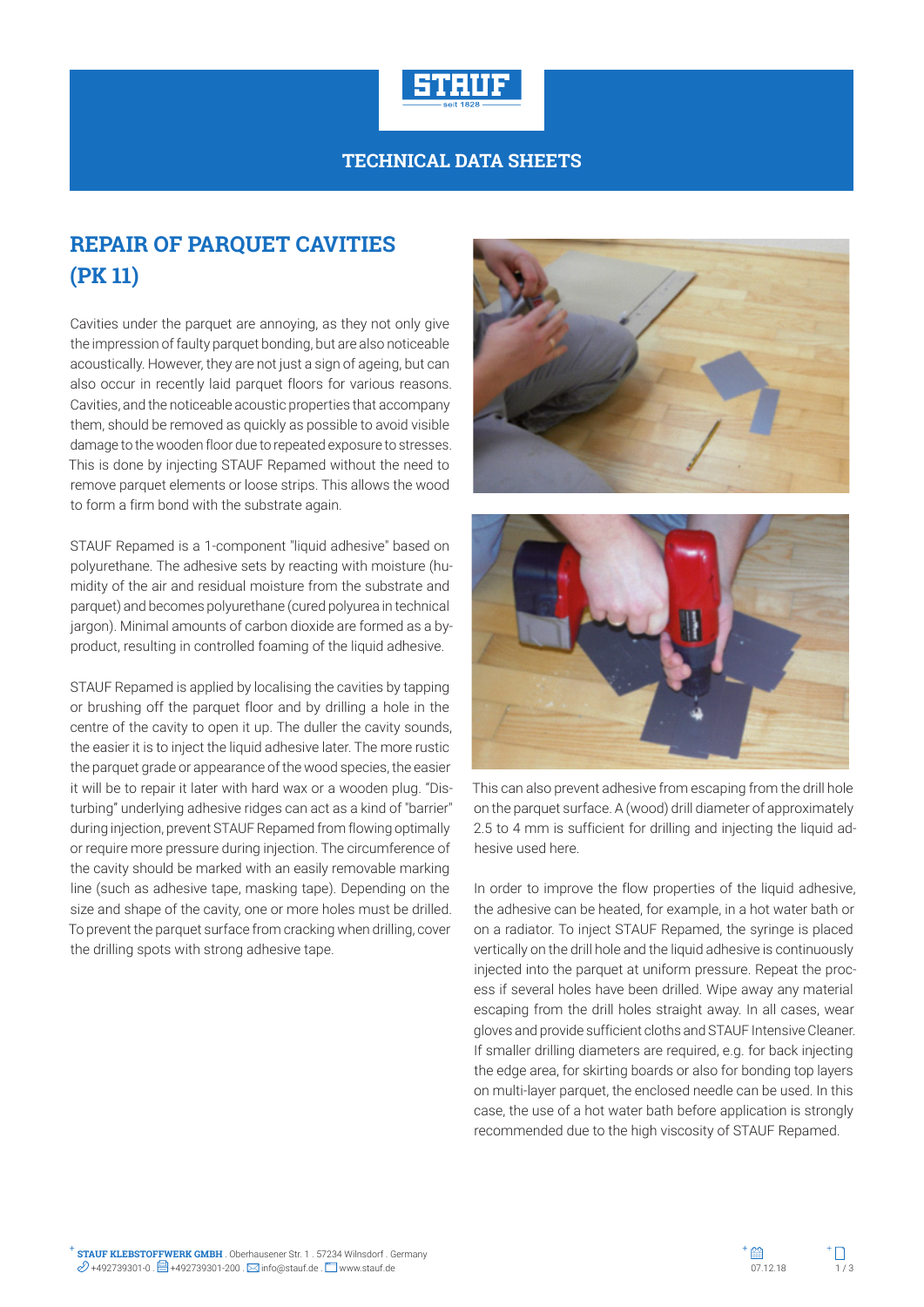TECHNICAL DATA SHEETS

# REPAIR OF PARQUET CAVITIES (PK 11)

Cavities under the parquet are annoying, as they not only give the impression of faulty parquet bonding, but are also noticeable acoustically. However, they are not just a sign of ageing, but can also occur in recently laid parquet floors for various reasons. Cavities, and the noticeable acoustic properties that accompany them, should be removed as quickly as possible to avoid visible damage to the wooden floor due to repeated exposure to stresses. This is done by injecting STAUF Repamed without the need to remove parquet elements or loose strips. This allows the wood to form a firm bond with the substrate again.

STAUF Repamed is a 1-component "liquid adhesive" based on polyurethane. The adhesive sets by reacting with moisture (humidity of the air and residual moisture from the substrate and parquet) and becomes polyurethane (cured polyurea in technical jargon). Minimal amounts of carbon dioxide are formed as a by-product, resulting in controlled foaming of the liquid adhesive.

STAUF Repamed is applied by localising the cavities by tapping or brushing off the parquet floor and by drilling a hole in the centre of the cavity to open it up. The duller the cavity sounds, the easier it is to inject the liquid adhesive later. The more rustic the parquet grade or appearance of the wood species, the easier it will be to repair it later with hard wax or a wooden plug. "Disturbing" underlying adhesive ridges can act as a kind of "barrier" during injection, prevent STAUF Repamed from flowing optimally or require more pressure during injection. The circumference of the cavity should be marked with an easily removable marking line (such as adhesive tape, masking tape). Depending on the size and shape of the cavity, one or more holes must be drilled. To prevent the parquet surface from cracking when drilling, cover the drilling spots with strong adhesive tape. This can also prevent adhesive from escaping from the drill hole on the parquet surface. A (wood) drill diameter of approximately 2.5 to 4 mm is sufficient for drilling and injecting the liquid adhesive used here.

In order to improve the flow properties of the liquid adhesive, the adhesive can be heated, for example, in a hot water bath or on a radiator. To inject STAUF Repamed, the syringe is placed vertically on the drill hole and the liquid adhesive is continuously injected into the parquet at uniform pressure. Repeat the process if several holes have been drilled. Wipe away any material escaping from the drill holes straight away. In all cases, wear gloves and provide sufficient cloths and STAUF Intensive Cleaner. If smaller drilling diameters are required, e.g. for back injecting the edge area, for skirting boards or also for bonding top layers on multi-layer parquet, the enclosed needle can be used. In this case, the use of a hot water bath before application is strongly recommended due to the high viscosity of STAUF Repamed.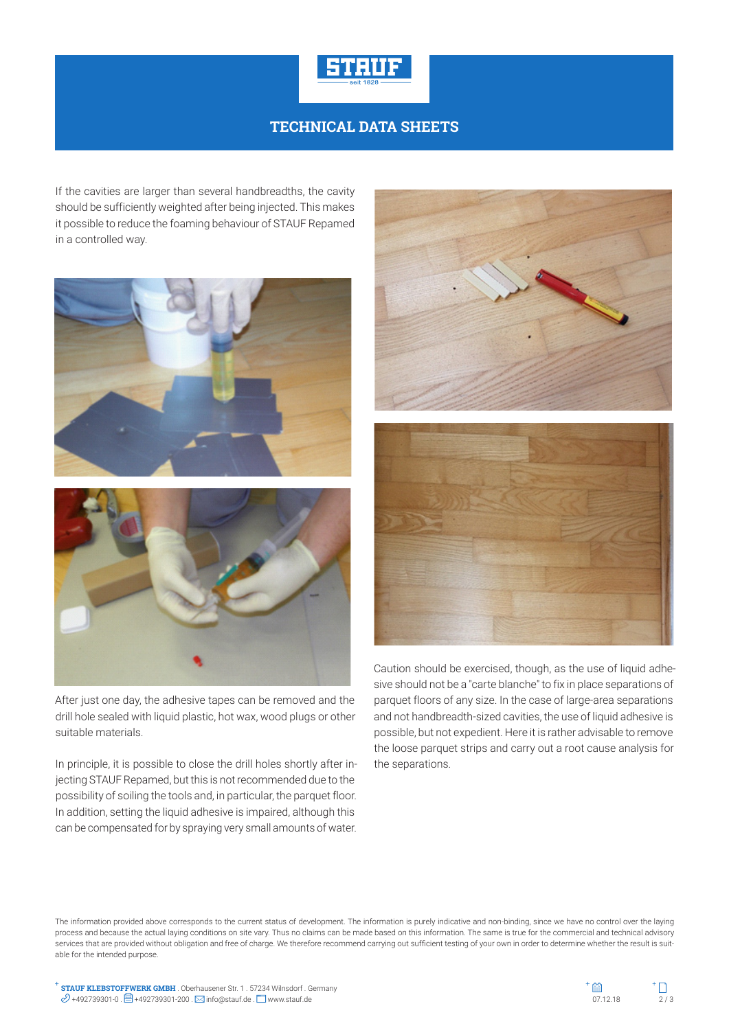If the cavities are larger than several handbreadths, the cavity should be sufficiently weighted after being injected. This makes it possible to reduce the foaming behaviour of STAUF Repamed in a controlled way.

After just one day, the adhesive tapes can be removed and the drill hole sealed with liquid plastic, hot wax, wood plugs or other suitable materials.

In principle, it is possible to close the drill holes shortly after injecting STAUF Repamed, but this is not recommended due to the possibility of soiling the tools and, in particular, the parquet floor. In addition, setting the liquid adhesive is impaired, although this can be compensated for by spraying very small amounts of water.

Caution should be exercised, though, as the use of liquid adhesive should not be a "carte blanche" to fix in place separations of parquet floors of any size. In the case of large-area separations and not handbreadth-sized cavities, the use of liquid adhesive is possible, but not expedient. Here it is rather advisable to remove the loose parquet strips and carry out a root cause analysis for the separations.

The information provided above corresponds to the current status of development. The information is purely indicative and non-binding, since we have no control over the laying process and because the actual laying conditions on site vary. Thus no claims can be made based on this information. The same is true for the commercial and technical advisory services that are provided without obligation and free of charge. We therefore recommend carrying out sufficient testing of your own in order to determine whether the result is suitable for the intended purpose.

**STAUF KLEBSTOFFWERK GMBH** . Oberhausener Str. 1 . 57234 Wilnsdorf . Germany
+492739301-0 . +492739301-200 . info@stauf.de . www.stauf.de

07.12.18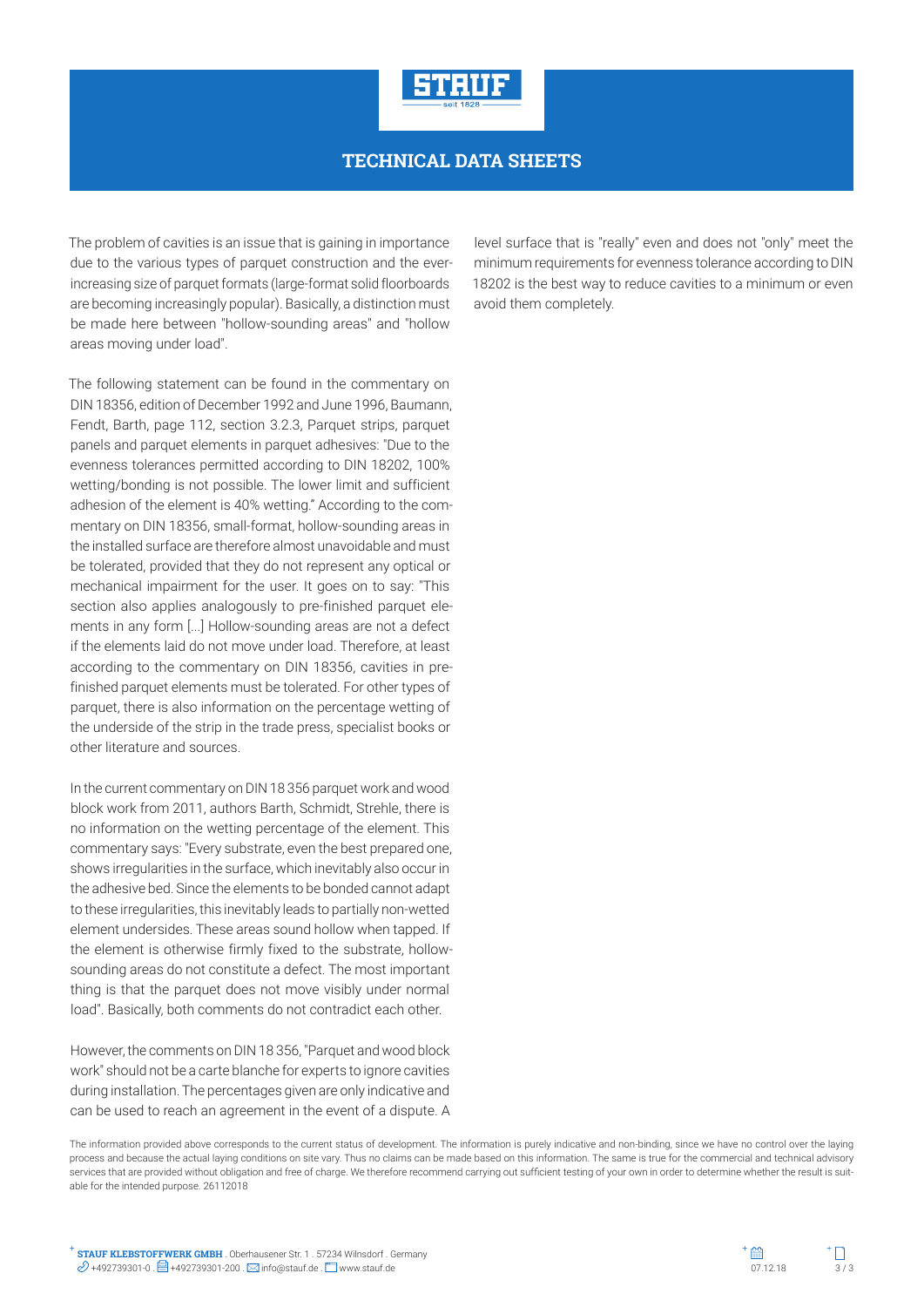The problem of cavities is an issue that is gaining in importance due to the various types of parquet construction and the ever-increasing size of parquet formats (large-format solid floorboards are becoming increasingly popular). Basically, a distinction must be made here between "hollow-sounding areas" and "hollow areas moving under load".

The following statement can be found in the commentary on DIN 18356, edition of December 1992 and June 1996, Baumann, Fendt, Barth, page 112, section 3.2.3, Parquet strips, parquet panels and parquet elements in parquet adhesives: "Due to the evenness tolerances permitted according to DIN 18202, 100% wetting/bonding is not possible. The lower limit and sufficient adhesion of the element is 40% wetting." According to the commentary on DIN 18356, small-format, hollow-sounding areas in the installed surface are therefore almost unavoidable and must be tolerated, provided that they do not represent any optical or mechanical impairment for the user. It goes on to say: "This section also applies analogously to pre-finished parquet elements in any form [...] Hollow-sounding areas are not a defect if the elements laid do not move under load. Therefore, at least according to the commentary on DIN 18356, cavities in pre-finished parquet elements must be tolerated. For other types of parquet, there is also information on the percentage wetting of the underside of the strip in the trade press, specialist books or other literature and sources.

In the current commentary on DIN 18 356 parquet work and wood block work from 2011, authors Barth, Schmidt, Strehle, there is no information on the wetting percentage of the element. This commentary says: "Every substrate, even the best prepared one, shows irregularities in the surface, which inevitably also occur in the adhesive bed. Since the elements to be bonded cannot adapt to these irregularities, this inevitably leads to partially non-wetted element undersides. These areas sound hollow when tapped. If the element is otherwise firmly fixed to the substrate, hollow-sounding areas do not constitute a defect. The most important thing is that the parquet does not move visibly under normal load". Basically, both comments do not contradict each other.

However, the comments on DIN 18 356, "Parquet and wood block work" should not be a carte blanche for experts to ignore cavities during installation. The percentages given are only indicative and can be used to reach an agreement in the event of a dispute. A level surface that is "really" even and does not "only" meet the minimum requirements for evenness tolerance according to DIN 18202 is the best way to reduce cavities to a minimum or even avoid them completely.

The information provided above corresponds to the current status of development. The information is purely indicative and non-binding, since we have no control over the laying process and because the actual laying conditions on site vary. Thus no claims can be made based on this information. The same is true for the commercial and technical advisory services that are provided without obligation and free of charge. We therefore recommend carrying out sufficient testing of your own in order to determine whether the result is suitable for the intended purpose. 26112018